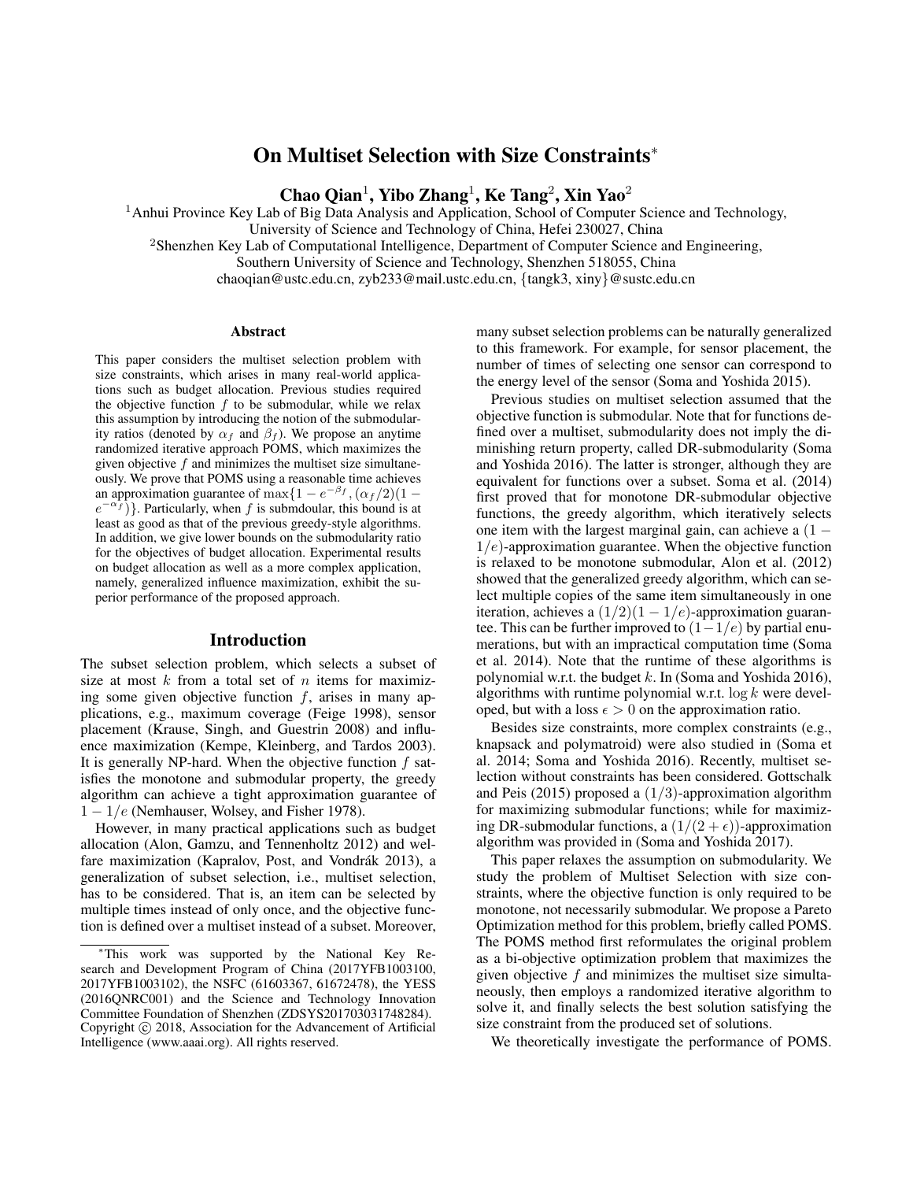# On Multiset Selection with Size Constraints*

**Chao Qian[1], Yibo Zhang[1], Ke Tang[2], Xin Yao[2]**

[1]Anhui Province Key Lab of Big Data Analysis and Application, School of Computer Science and Technology, University of Science and Technology of China, Hefei 230027, China

[2]Shenzhen Key Lab of Computational Intelligence, Department of Computer Science and Engineering, Southern University of Science and Technology, Shenzhen 518055, China

chaoqian@ustc.edu.cn, zyb233@mail.ustc.edu.cn, {tangk3, xiny}@sustc.edu.cn

## Abstract

This paper considers the multiset selection problem with size constraints, which arises in many real-world applications such as budget allocation. Previous studies required the objective function $f$ to be submodular, while we relax this assumption by introducing the notion of the submodularity ratios (denoted by $\alpha_f$ and $\beta_f$). We propose an anytime randomized iterative approach POMS, which maximizes the given objective $f$ and minimizes the multiset size simultaneously. We prove that POMS using a reasonable time achieves an approximation guarantee of $\max\{1-e^{-\beta_f}, (\alpha_f/2)(1-e^{-\alpha_f})\}$. Particularly, when $f$ is submdoular, this bound is at least as good as that of the previous greedy-style algorithms. In addition, we give lower bounds on the submodularity ratio for the objectives of budget allocation. Experimental results on budget allocation as well as a more complex application, namely, generalized influence maximization, exhibit the superior performance of the proposed approach.

## Introduction

The subset selection problem, which selects a subset of size at most $k$ from a total set of $n$ items for maximizing some given objective function $f$, arises in many applications, e.g., maximum coverage (Feige 1998), sensor placement (Krause, Singh, and Guestrin 2008) and influence maximization (Kempe, Kleinberg, and Tardos 2003). It is generally NP-hard. When the objective function $f$ satisfies the monotone and submodular property, the greedy algorithm can achieve a tight approximation guarantee of $1-1/e$ (Nemhauser, Wolsey, and Fisher 1978).

However, in many practical applications such as budget allocation (Alon, Gamzu, and Tennenholtz 2012) and welfare maximization (Kapralov, Post, and Vondrák 2013), a generalization of subset selection, i.e., multiset selection, has to be considered. That is, an item can be selected by multiple times instead of only once, and the objective function is defined over a multiset instead of a subset. Moreover, many subset selection problems can be naturally generalized to this framework. For example, for sensor placement, the number of times of selecting one sensor can correspond to the energy level of the sensor (Soma and Yoshida 2015).

Previous studies on multiset selection assumed that the objective function is submodular. Note that for functions defined over a multiset, submodularity does not imply the diminishing return property, called DR-submodularity (Soma and Yoshida 2016). The latter is stronger, although they are equivalent for functions over a subset. Soma et al. (2014) first proved that for monotone DR-submodular objective functions, the greedy algorithm, which iteratively selects one item with the largest marginal gain, can achieve a $(1-1/e)$-approximation guarantee. When the objective function is relaxed to be monotone submodular, Alon et al. (2012) showed that the generalized greedy algorithm, which can select multiple copies of the same item simultaneously in one iteration, achieves a $(1/2)(1-1/e)$-approximation guarantee. This can be further improved to $(1-1/e)$ by partial enumerations, but with an impractical computation time (Soma et al. 2014). Note that the runtime of these algorithms is polynomial w.r.t. the budget $k$. In (Soma and Yoshida 2016), algorithms with runtime polynomial w.r.t. $\log k$ were developed, but with a loss $\epsilon > 0$ on the approximation ratio.

Besides size constraints, more complex constraints (e.g., knapsack and polymatroid) were also studied in (Soma et al. 2014; Soma and Yoshida 2016). Recently, multiset selection without constraints has been considered. Gottschalk and Peis (2015) proposed a $(1/3)$-approximation algorithm for maximizing submodular functions; while for maximizing DR-submodular functions, a $(1/(2+\epsilon))$-approximation algorithm was provided in (Soma and Yoshida 2017).

This paper relaxes the assumption on submodularity. We study the problem of Multiset Selection with size constraints, where the objective function is only required to be monotone, not necessarily submodular. We propose a Pareto Optimization method for this problem, briefly called POMS. The POMS method first reformulates the original problem as a bi-objective optimization problem that maximizes the given objective $f$ and minimizes the multiset size simultaneously, then employs a randomized iterative algorithm to solve it, and finally selects the best solution satisfying the size constraint from the produced set of solutions.

We theoretically investigate the performance of POMS.

*This work was supported by the National Key Research and Development Program of China (2017YFB1003100, 2017YFB1003102), the NSFC (61603367, 61672478), the YESS (2016QNRC001) and the Science and Technology Innovation Committee Foundation of Shenzhen (ZDSYS201703031748284). Copyright © 2018, Association for the Advancement of Artificial Intelligence (www.aaai.org). All rights reserved.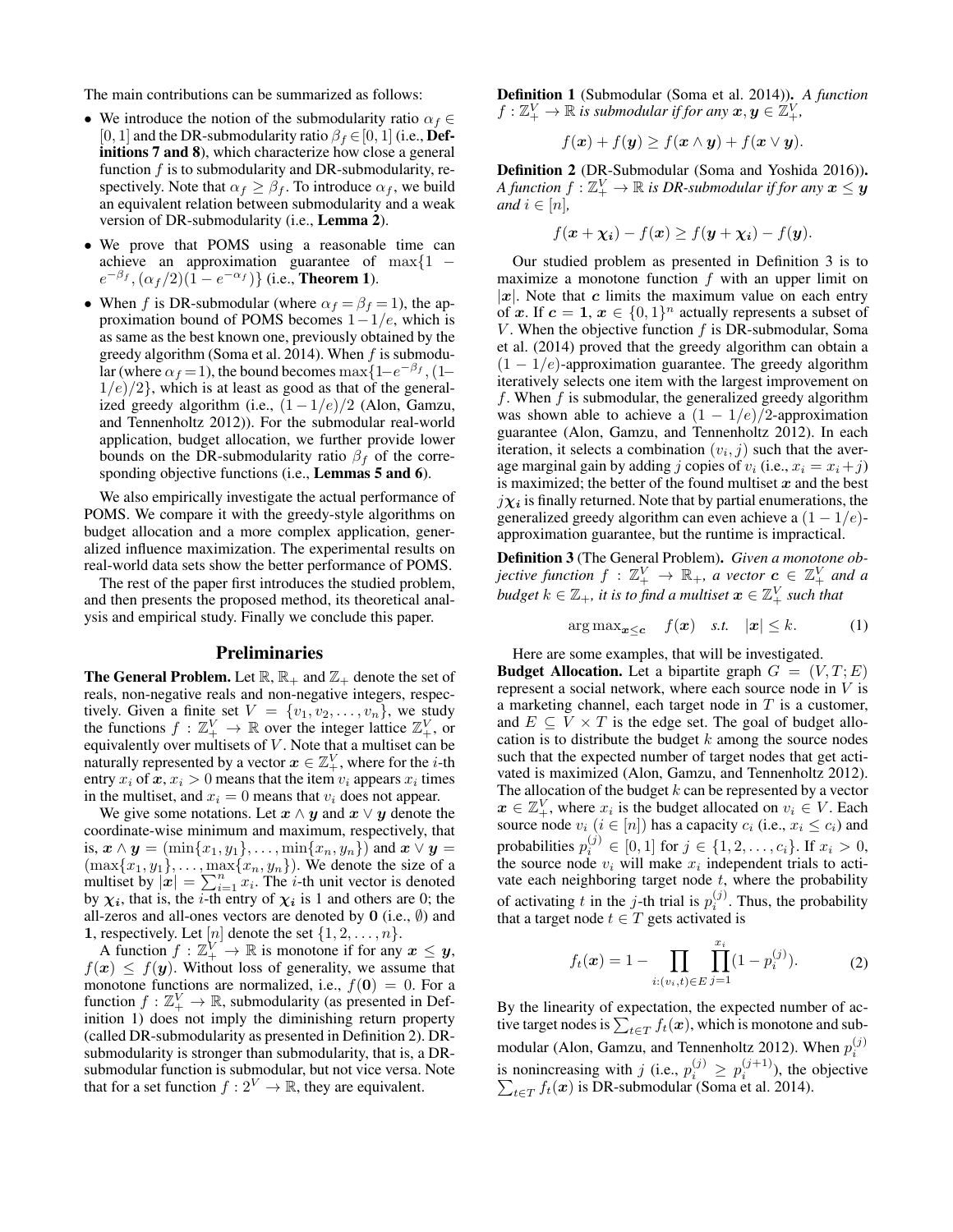The main contributions can be summarized as follows:

- We introduce the notion of the submodularity ratio $\alpha_f \in [0,1]$ and the DR-submodularity ratio $\beta_f \in [0,1]$ (i.e., **Definitions 7 and 8**), which characterize how close a general function $f$ is to submodularity and DR-submodularity, respectively. Note that $\alpha_f \geq \beta_f$. To introduce $\alpha_f$, we build an equivalent relation between submodularity and a weak version of DR-submodularity (i.e., **Lemma 2**).
- We prove that POMS using a reasonable time can achieve an approximation guarantee of $\max\{1 - e^{-\beta_f}, (\alpha_f/2)(1-e^{-\alpha_f})\}$ (i.e., **Theorem 1**).
- When $f$ is DR-submodular (where $\alpha_f = \beta_f = 1$), the approximation bound of POMS becomes $1-1/e$, which is as same as the best known one, previously obtained by the greedy algorithm (Soma et al. 2014). When $f$ is submodular (where $\alpha_f = 1$), the bound becomes $\max\{1-e^{-\beta_f}, (1-1/e)/2\}$, which is at least as good as that of the generalized greedy algorithm (i.e., $(1-1/e)/2$ (Alon, Gamzu, and Tennenholtz 2012)). For the submodular real-world application, budget allocation, we further provide lower bounds on the DR-submodularity ratio $\beta_f$ of the corresponding objective functions (i.e., **Lemmas 5 and 6**).

We also empirically investigate the actual performance of POMS. We compare it with the greedy-style algorithms on budget allocation and a more complex application, generalized influence maximization. The experimental results on real-world data sets show the better performance of POMS.

The rest of the paper first introduces the studied problem, and then presents the proposed method, its theoretical analysis and empirical study. Finally we conclude this paper.

## Preliminaries

**The General Problem.** Let $\mathbb{R}$, $\mathbb{R}_+$ and $\mathbb{Z}_+$ denote the set of reals, non-negative reals and non-negative integers, respectively. Given a finite set $V = \{v_1, v_2, \ldots, v_n\}$, we study the functions $f : \mathbb{Z}_+^V \to \mathbb{R}$ over the integer lattice $\mathbb{Z}_+^V$, or equivalently over multisets of $V$. Note that a multiset can be naturally represented by a vector $\boldsymbol{x} \in \mathbb{Z}_+^V$, where for the $i$-th entry $x_i$ of $\boldsymbol{x}$, $x_i > 0$ means that the item $v_i$ appears $x_i$ times in the multiset, and $x_i = 0$ means that $v_i$ does not appear.

We give some notations. Let $\boldsymbol{x} \wedge \boldsymbol{y}$ and $\boldsymbol{x} \vee \boldsymbol{y}$ denote the coordinate-wise minimum and maximum, respectively, that is, $\boldsymbol{x} \wedge \boldsymbol{y} = (\min\{x_1, y_1\}, \ldots, \min\{x_n, y_n\})$ and $\boldsymbol{x} \vee \boldsymbol{y} = (\max\{x_1, y_1\}, \ldots, \max\{x_n, y_n\})$. We denote the size of a multiset by $|\boldsymbol{x}| = \sum_{i=1}^{n} x_i$. The $i$-th unit vector is denoted by $\boldsymbol{\chi_i}$, that is, the $i$-th entry of $\boldsymbol{\chi_i}$ is 1 and others are 0; the all-zeros and all-ones vectors are denoted by $\mathbf{0}$ (i.e., $\emptyset$) and $\mathbf{1}$, respectively. Let $[n]$ denote the set $\{1, 2, \ldots, n\}$.

A function $f : \mathbb{Z}_+^V \to \mathbb{R}$ is monotone if for any $\boldsymbol{x} \leq \boldsymbol{y}$, $f(\boldsymbol{x}) \leq f(\boldsymbol{y})$. Without loss of generality, we assume that monotone functions are normalized, i.e., $f(\mathbf{0}) = 0$. For a function $f : \mathbb{Z}_+^V \to \mathbb{R}$, submodularity (as presented in Definition 1) does not imply the diminishing return property (called DR-submodularity as presented in Definition 2). DR-submodularity is stronger than submodularity, that is, a DR-submodular function is submodular, but not vice versa. Note that for a set function $f : 2^V \to \mathbb{R}$, they are equivalent.

**Definition 1** (Submodular (Soma et al. 2014)). *A function $f : \mathbb{Z}_+^V \to \mathbb{R}$ is submodular if for any $\boldsymbol{x}, \boldsymbol{y} \in \mathbb{Z}_+^V$,*

$$f(\boldsymbol{x}) + f(\boldsymbol{y}) \geq f(\boldsymbol{x} \wedge \boldsymbol{y}) + f(\boldsymbol{x} \vee \boldsymbol{y}).$$

**Definition 2** (DR-Submodular (Soma and Yoshida 2016)). *A function $f : \mathbb{Z}_+^V \to \mathbb{R}$ is DR-submodular if for any $\boldsymbol{x} \leq \boldsymbol{y}$ and $i \in [n]$,*

$$f(\boldsymbol{x} + \boldsymbol{\chi_i}) - f(\boldsymbol{x}) \geq f(\boldsymbol{y} + \boldsymbol{\chi_i}) - f(\boldsymbol{y}).$$

Our studied problem as presented in Definition 3 is to maximize a monotone function $f$ with an upper limit on $|\boldsymbol{x}|$. Note that $\boldsymbol{c}$ limits the maximum value on each entry of $\boldsymbol{x}$. If $\boldsymbol{c} = \mathbf{1}$, $\boldsymbol{x} \in \{0,1\}^n$ actually represents a subset of $V$. When the objective function $f$ is DR-submodular, Soma et al. (2014) proved that the greedy algorithm can obtain a $(1-1/e)$-approximation guarantee. The greedy algorithm iteratively selects one item with the largest improvement on $f$. When $f$ is submodular, the generalized greedy algorithm was shown able to achieve a $(1-1/e)/2$-approximation guarantee (Alon, Gamzu, and Tennenholtz 2012). In each iteration, it selects a combination $(v_i, j)$ such that the average marginal gain by adding $j$ copies of $v_i$ (i.e., $x_i = x_i + j$) is maximized; the better of the found multiset $\boldsymbol{x}$ and the best $j\boldsymbol{\chi_i}$ is finally returned. Note that by partial enumerations, the generalized greedy algorithm can even achieve a $(1-1/e)$-approximation guarantee, but the runtime is impractical.

**Definition 3** (The General Problem). *Given a monotone objective function $f : \mathbb{Z}_+^V \to \mathbb{R}_+$, a vector $\boldsymbol{c} \in \mathbb{Z}_+^V$ and a budget $k \in \mathbb{Z}_+$, it is to find a multiset $\boldsymbol{x} \in \mathbb{Z}_+^V$ such that*

$$\arg\max\nolimits_{\boldsymbol{x} \leq \boldsymbol{c}} \quad f(\boldsymbol{x}) \quad \textit{s.t.} \quad |\boldsymbol{x}| \leq k. \tag{1}$$

Here are some examples, that will be investigated.

**Budget Allocation.** Let a bipartite graph $G = (V, T; E)$ represent a social network, where each source node in $V$ is a marketing channel, each target node in $T$ is a customer, and $E \subseteq V \times T$ is the edge set. The goal of budget allocation is to distribute the budget $k$ among the source nodes such that the expected number of target nodes that get activated is maximized (Alon, Gamzu, and Tennenholtz 2012). The allocation of the budget $k$ can be represented by a vector $\boldsymbol{x} \in \mathbb{Z}_+^V$, where $x_i$ is the budget allocated on $v_i \in V$. Each source node $v_i$ ($i \in [n]$) has a capacity $c_i$ (i.e., $x_i \leq c_i$) and probabilities $p_i^{(j)} \in [0,1]$ for $j \in \{1, 2, \ldots, c_i\}$. If $x_i > 0$, the source node $v_i$ will make $x_i$ independent trials to activate each neighboring target node $t$, where the probability of activating $t$ in the $j$-th trial is $p_i^{(j)}$. Thus, the probability that a target node $t \in T$ gets activated is

$$f_t(\boldsymbol{x}) = 1 - \prod_{i:(v_i,t) \in E} \prod_{j=1}^{x_i} (1 - p_i^{(j)}). \tag{2}$$

By the linearity of expectation, the expected number of active target nodes is $\sum_{t \in T} f_t(\boldsymbol{x})$, which is monotone and submodular (Alon, Gamzu, and Tennenholtz 2012). When $p_i^{(j)}$ is nonincreasing with $j$ (i.e., $p_i^{(j)} \geq p_i^{(j+1)}$), the objective $\sum_{t \in T} f_t(\boldsymbol{x})$ is DR-submodular (Soma et al. 2014).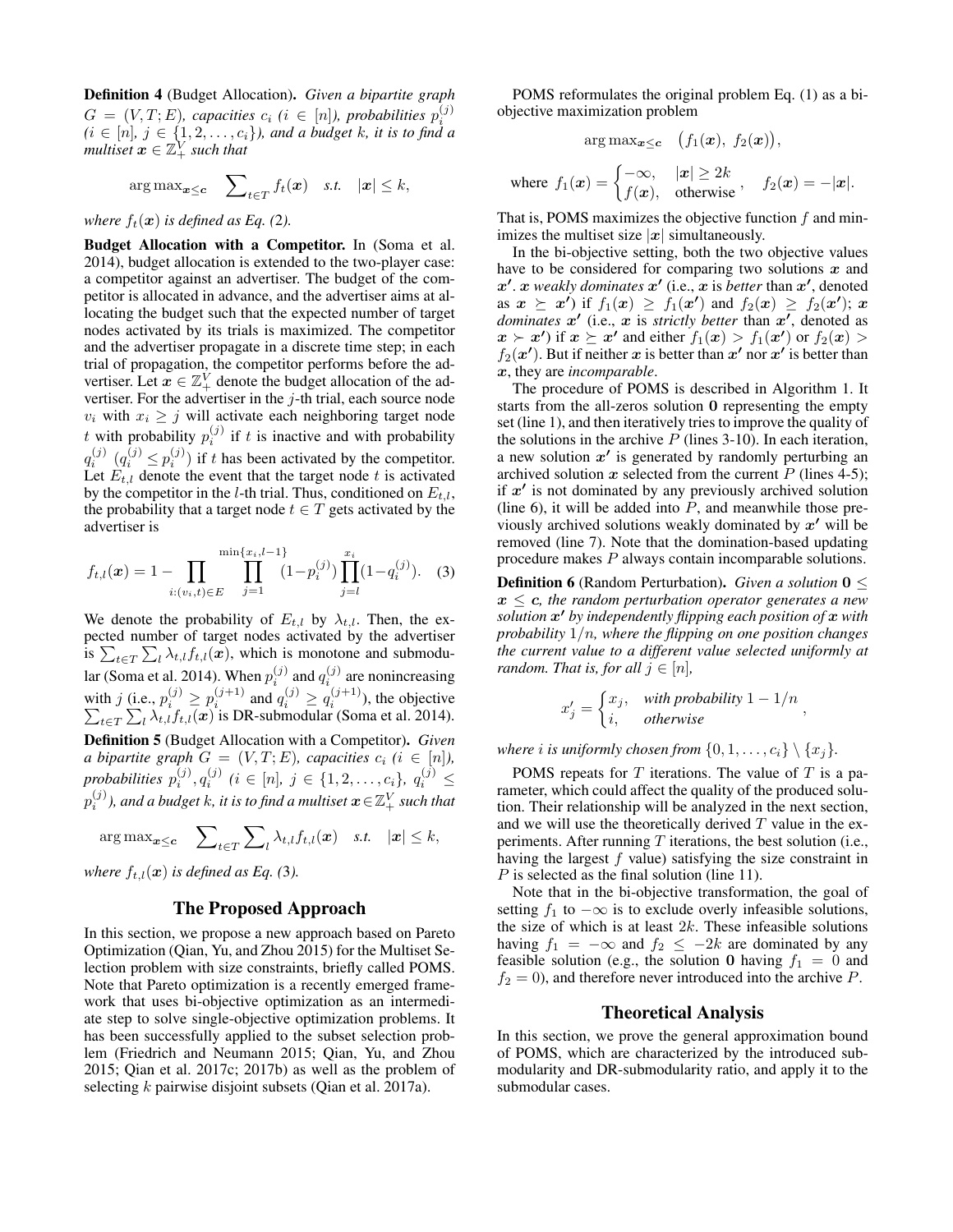**Definition 4** (Budget Allocation). *Given a bipartite graph $G = (V, T; E)$, capacities $c_i$ ($i \in [n]$), probabilities $p_i^{(j)}$ ($i \in [n]$, $j \in \{1, 2, \ldots, c_i\}$), and a budget $k$, it is to find a multiset $\boldsymbol{x} \in \mathbb{Z}_+^V$ such that*

$$\arg\max_{\boldsymbol{x} \leq \boldsymbol{c}} \quad \sum\nolimits_{t \in T} f_t(\boldsymbol{x}) \quad \text{s.t.} \quad |\boldsymbol{x}| \leq k,$$

*where $f_t(\boldsymbol{x})$ is defined as Eq. (2).*

**Budget Allocation with a Competitor.** In (Soma et al. 2014), budget allocation is extended to the two-player case: a competitor against an advertiser. The budget of the competitor is allocated in advance, and the advertiser aims at allocating the budget such that the expected number of target nodes activated by its trials is maximized. The competitor and the advertiser propagate in a discrete time step; in each trial of propagation, the competitor performs before the advertiser. Let $\boldsymbol{x} \in \mathbb{Z}_+^V$ denote the budget allocation of the advertiser. For the advertiser in the $j$-th trial, each source node $v_i$ with $x_i \geq j$ will activate each neighboring target node $t$ with probability $p_i^{(j)}$ if $t$ is inactive and with probability $q_i^{(j)}$ ($q_i^{(j)} \leq p_i^{(j)}$) if $t$ has been activated by the competitor. Let $E_{t,l}$ denote the event that the target node $t$ is activated by the competitor in the $l$-th trial. Thus, conditioned on $E_{t,l}$, the probability that a target node $t \in T$ gets activated by the advertiser is

$$f_{t,l}(\boldsymbol{x}) = 1 - \prod_{i:(v_i,t) \in E} \prod_{j=1}^{\min\{x_i, l-1\}} (1 - p_i^{(j)}) \prod_{j=l}^{x_i} (1 - q_i^{(j)}). \quad (3)$$

We denote the probability of $E_{t,l}$ by $\lambda_{t,l}$. Then, the expected number of target nodes activated by the advertiser is $\sum_{t \in T} \sum_l \lambda_{t,l} f_{t,l}(\boldsymbol{x})$, which is monotone and submodular (Soma et al. 2014). When $p_i^{(j)}$ and $q_i^{(j)}$ are nonincreasing with $j$ (i.e., $p_i^{(j)} \geq p_i^{(j+1)}$ and $q_i^{(j)} \geq q_i^{(j+1)}$), the objective $\sum_{t \in T} \sum_l \lambda_{t,l} f_{t,l}(\boldsymbol{x})$ is DR-submodular (Soma et al. 2014).

**Definition 5** (Budget Allocation with a Competitor). *Given a bipartite graph $G = (V, T; E)$, capacities $c_i$ ($i \in [n]$), probabilities $p_i^{(j)}, q_i^{(j)}$ ($i \in [n]$, $j \in \{1, 2, \ldots, c_i\}$, $q_i^{(j)} \leq p_i^{(j)}$), and a budget $k$, it is to find a multiset $\boldsymbol{x} \in \mathbb{Z}_+^V$ such that*

$$\arg\max_{\boldsymbol{x} \leq \boldsymbol{c}} \quad \sum\nolimits_{t \in T} \sum\nolimits_l \lambda_{t,l} f_{t,l}(\boldsymbol{x}) \quad \text{s.t.} \quad |\boldsymbol{x}| \leq k,$$

*where $f_{t,l}(\boldsymbol{x})$ is defined as Eq. (3).*

## The Proposed Approach

In this section, we propose a new approach based on Pareto Optimization (Qian, Yu, and Zhou 2015) for the Multiset Selection problem with size constraints, briefly called POMS. Note that Pareto optimization is a recently emerged framework that uses bi-objective optimization as an intermediate step to solve single-objective optimization problems. It has been successfully applied to the subset selection problem (Friedrich and Neumann 2015; Qian, Yu, and Zhou 2015; Qian et al. 2017c; 2017b) as well as the problem of selecting $k$ pairwise disjoint subsets (Qian et al. 2017a).

POMS reformulates the original problem Eq. (1) as a bi-objective maximization problem

$$\arg\max_{\boldsymbol{x} \leq \boldsymbol{c}} \quad \big(f_1(\boldsymbol{x}),\ f_2(\boldsymbol{x})\big),$$

$$\text{where } f_1(\boldsymbol{x}) = \begin{cases} -\infty, & |\boldsymbol{x}| \geq 2k \\ f(\boldsymbol{x}), & \text{otherwise} \end{cases}, \quad f_2(\boldsymbol{x}) = -|\boldsymbol{x}|.$$

That is, POMS maximizes the objective function $f$ and minimizes the multiset size $|\boldsymbol{x}|$ simultaneously.

In the bi-objective setting, both the two objective values have to be considered for comparing two solutions $\boldsymbol{x}$ and $\boldsymbol{x}'$. $\boldsymbol{x}$ *weakly dominates* $\boldsymbol{x}'$ (i.e., $\boldsymbol{x}$ is *better* than $\boldsymbol{x}'$, denoted as $\boldsymbol{x} \succeq \boldsymbol{x}'$) if $f_1(\boldsymbol{x}) \geq f_1(\boldsymbol{x}')$ and $f_2(\boldsymbol{x}) \geq f_2(\boldsymbol{x}')$; $\boldsymbol{x}$ *dominates* $\boldsymbol{x}'$ (i.e., $\boldsymbol{x}$ is *strictly better* than $\boldsymbol{x}'$, denoted as $\boldsymbol{x} \succ \boldsymbol{x}'$) if $\boldsymbol{x} \succeq \boldsymbol{x}'$ and either $f_1(\boldsymbol{x}) > f_1(\boldsymbol{x}')$ or $f_2(\boldsymbol{x}) > f_2(\boldsymbol{x}')$. But if neither $\boldsymbol{x}$ is better than $\boldsymbol{x}'$ nor $\boldsymbol{x}'$ is better than $\boldsymbol{x}$, they are *incomparable*.

The procedure of POMS is described in Algorithm 1. It starts from the all-zeros solution $\mathbf{0}$ representing the empty set (line 1), and then iteratively tries to improve the quality of the solutions in the archive $P$ (lines 3-10). In each iteration, a new solution $\boldsymbol{x}'$ is generated by randomly perturbing an archived solution $\boldsymbol{x}$ selected from the current $P$ (lines 4-5); if $\boldsymbol{x}'$ is not dominated by any previously archived solution (line 6), it will be added into $P$, and meanwhile those previously archived solutions weakly dominated by $\boldsymbol{x}'$ will be removed (line 7). Note that the domination-based updating procedure makes $P$ always contain incomparable solutions.

**Definition 6** (Random Perturbation). *Given a solution $\mathbf{0} \leq \boldsymbol{x} \leq \boldsymbol{c}$, the random perturbation operator generates a new solution $\boldsymbol{x}'$ by independently flipping each position of $\boldsymbol{x}$ with probability $1/n$, where the flipping on one position changes the current value to a different value selected uniformly at random. That is, for all $j \in [n]$,*

$$x'_j = \begin{cases} x_j, & \text{with probability } 1 - 1/n \\ i, & \text{otherwise} \end{cases},$$

*where $i$ is uniformly chosen from $\{0, 1, \ldots, c_i\} \setminus \{x_j\}$.*

POMS repeats for $T$ iterations. The value of $T$ is a parameter, which could affect the quality of the produced solution. Their relationship will be analyzed in the next section, and we will use the theoretically derived $T$ value in the experiments. After running $T$ iterations, the best solution (i.e., having the largest $f$ value) satisfying the size constraint in $P$ is selected as the final solution (line 11).

Note that in the bi-objective transformation, the goal of setting $f_1$ to $-\infty$ is to exclude overly infeasible solutions, the size of which is at least $2k$. These infeasible solutions having $f_1 = -\infty$ and $f_2 \leq -2k$ are dominated by any feasible solution (e.g., the solution $\mathbf{0}$ having $f_1 = 0$ and $f_2 = 0$), and therefore never introduced into the archive $P$.

## Theoretical Analysis

In this section, we prove the general approximation bound of POMS, which are characterized by the introduced submodularity and DR-submodularity ratio, and apply it to the submodular cases.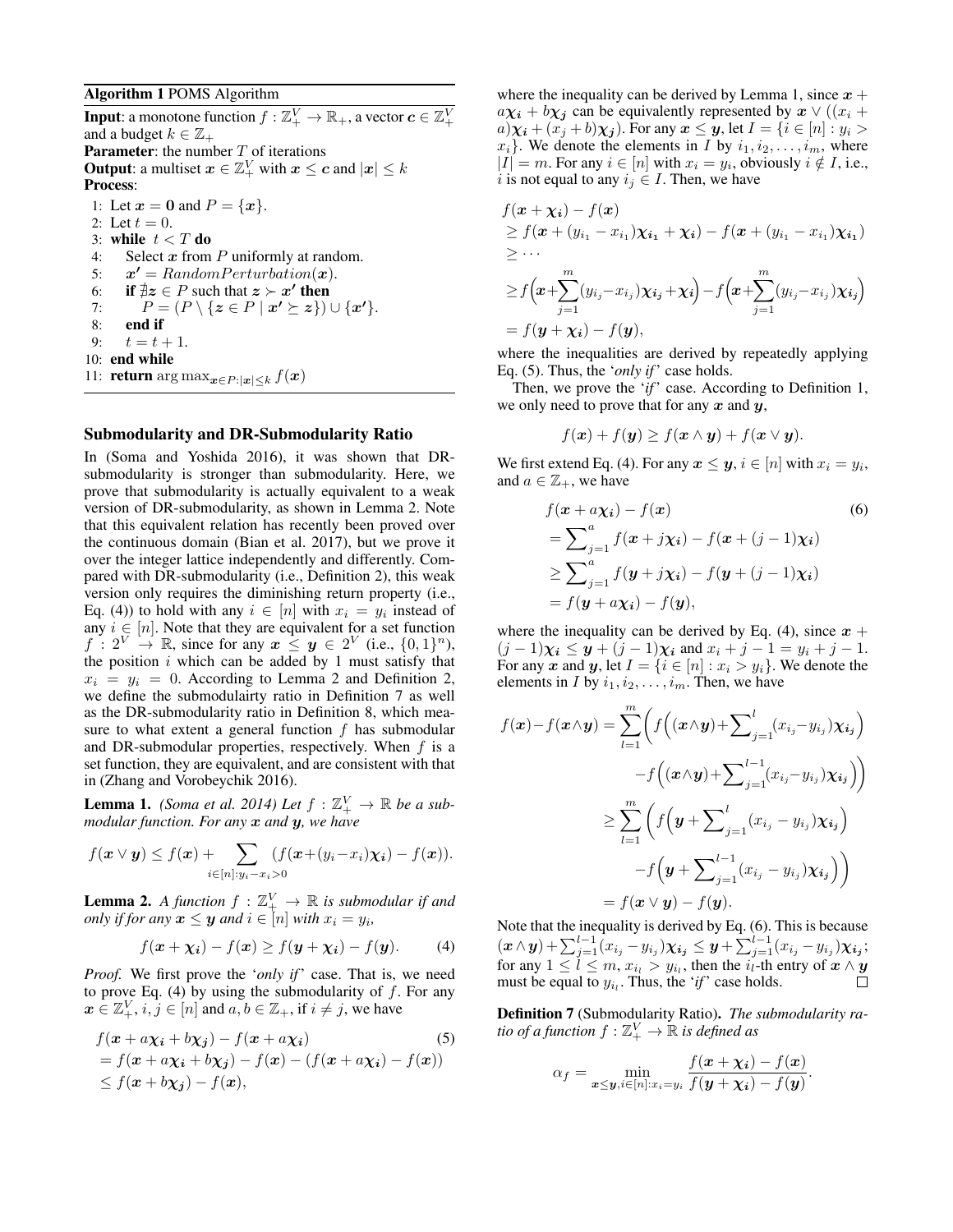**Algorithm 1** POMS Algorithm

**Input**: a monotone function $f : \mathbb{Z}_+^V \to \mathbb{R}_+$, a vector $\boldsymbol{c} \in \mathbb{Z}_+^V$ and a budget $k \in \mathbb{Z}_+$
**Parameter**: the number $T$ of iterations
**Output**: a multiset $\boldsymbol{x} \in \mathbb{Z}_+^V$ with $\boldsymbol{x} \leq \boldsymbol{c}$ and $|\boldsymbol{x}| \leq k$
**Process**:

```
1:  Let x = 0 and P = {x}.
2:  Let t = 0.
3:  while t < T do
4:      Select x from P uniformly at random.
5:      x' = RandomPerturbation(x).
6:      if ∄z ∈ P such that z ≻ x' then
7:          P = (P \ {z ∈ P | x' ⪰ z}) ∪ {x'}.
8:      end if
9:      t = t + 1.
10: end while
11: return arg max_{x∈P:|x|≤k} f(x)
```

## Submodularity and DR-Submodularity Ratio

In (Soma and Yoshida 2016), it was shown that DR-submodularity is stronger than submodularity. Here, we prove that submodularity is actually equivalent to a weak version of DR-submodularity, as shown in Lemma 2. Note that this equivalent relation has recently been proved over the continuous domain (Bian et al. 2017), but we prove it over the integer lattice independently and differently. Compared with DR-submodularity (i.e., Definition 2), this weak version only requires the diminishing return property (i.e., Eq. (4)) to hold with any $i \in [n]$ with $x_i = y_i$ instead of any $i \in [n]$. Note that they are equivalent for a set function $f : 2^V \to \mathbb{R}$, since for any $\boldsymbol{x} \leq \boldsymbol{y} \in 2^V$ (i.e., $\{0,1\}^n$), the position $i$ which can be added by 1 must satisfy that $x_i = y_i = 0$. According to Lemma 2 and Definition 2, we define the submodulairty ratio in Definition 7 as well as the DR-submodularity ratio in Definition 8, which measure to what extent a general function $f$ has submodular and DR-submodular properties, respectively. When $f$ is a set function, they are equivalent, and are consistent with that in (Zhang and Vorobeychik 2016).

**Lemma 1.** *(Soma et al. 2014) Let $f : \mathbb{Z}_+^V \to \mathbb{R}$ be a submodular function. For any $\boldsymbol{x}$ and $\boldsymbol{y}$, we have*

$$f(\boldsymbol{x} \vee \boldsymbol{y}) \leq f(\boldsymbol{x}) + \sum_{i \in [n]: y_i - x_i > 0} (f(\boldsymbol{x} + (y_i - x_i)\boldsymbol{\chi_i}) - f(\boldsymbol{x})).$$

**Lemma 2.** *A function $f : \mathbb{Z}_+^V \to \mathbb{R}$ is submodular if and only if for any $\boldsymbol{x} \leq \boldsymbol{y}$ and $i \in [n]$ with $x_i = y_i$,*

$$f(\boldsymbol{x} + \boldsymbol{\chi_i}) - f(\boldsymbol{x}) \geq f(\boldsymbol{y} + \boldsymbol{\chi_i}) - f(\boldsymbol{y}). \tag{4}$$

*Proof.* We first prove the '*only if*' case. That is, we need to prove Eq. (4) by using the submodularity of $f$. For any $\boldsymbol{x} \in \mathbb{Z}_+^V$, $i, j \in [n]$ and $a, b \in \mathbb{Z}_+$, if $i \neq j$, we have

$$\begin{aligned} & f(\boldsymbol{x} + a\boldsymbol{\chi_i} + b\boldsymbol{\chi_j}) - f(\boldsymbol{x} + a\boldsymbol{\chi_i}) \\ & = f(\boldsymbol{x} + a\boldsymbol{\chi_i} + b\boldsymbol{\chi_j}) - f(\boldsymbol{x}) - (f(\boldsymbol{x} + a\boldsymbol{\chi_i}) - f(\boldsymbol{x})) \\ & \leq f(\boldsymbol{x} + b\boldsymbol{\chi_j}) - f(\boldsymbol{x}), \end{aligned} \tag{5}$$

where the inequality can be derived by Lemma 1, since $\boldsymbol{x} + a\boldsymbol{\chi_i} + b\boldsymbol{\chi_j}$ can be equivalently represented by $\boldsymbol{x} \vee ((x_i + a)\boldsymbol{\chi_i} + (x_j + b)\boldsymbol{\chi_j})$. For any $\boldsymbol{x} \leq \boldsymbol{y}$, let $I = \{i \in [n] : y_i > x_i\}$. We denote the elements in $I$ by $i_1, i_2, \ldots, i_m$, where $|I| = m$. For any $i \in [n]$ with $x_i = y_i$, obviously $i \notin I$, i.e., $i$ is not equal to any $i_j \in I$. Then, we have

$$\begin{aligned} & f(\boldsymbol{x} + \boldsymbol{\chi_i}) - f(\boldsymbol{x}) \\ & \geq f(\boldsymbol{x} + (y_{i_1} - x_{i_1})\boldsymbol{\chi_{i_1}} + \boldsymbol{\chi_i}) - f(\boldsymbol{x} + (y_{i_1} - x_{i_1})\boldsymbol{\chi_{i_1}}) \\ & \geq \cdots \\ & \geq f\Big(\boldsymbol{x} + \sum_{j=1}^{m}(y_{i_j} - x_{i_j})\boldsymbol{\chi_{i_j}} + \boldsymbol{\chi_i}\Big) - f\Big(\boldsymbol{x} + \sum_{j=1}^{m}(y_{i_j} - x_{i_j})\boldsymbol{\chi_{i_j}}\Big) \\ & = f(\boldsymbol{y} + \boldsymbol{\chi_i}) - f(\boldsymbol{y}), \end{aligned}$$

where the inequalities are derived by repeatedly applying Eq. (5). Thus, the '*only if*' case holds.

Then, we prove the '*if*' case. According to Definition 1, we only need to prove that for any $\boldsymbol{x}$ and $\boldsymbol{y}$,

$$f(\boldsymbol{x}) + f(\boldsymbol{y}) \geq f(\boldsymbol{x} \wedge \boldsymbol{y}) + f(\boldsymbol{x} \vee \boldsymbol{y}).$$

We first extend Eq. (4). For any $\boldsymbol{x} \leq \boldsymbol{y}$, $i \in [n]$ with $x_i = y_i$, and $a \in \mathbb{Z}_+$, we have

$$\begin{aligned} & f(\boldsymbol{x} + a\boldsymbol{\chi_i}) - f(\boldsymbol{x}) \\ & = \sum\nolimits_{j=1}^{a} f(\boldsymbol{x} + j\boldsymbol{\chi_i}) - f(\boldsymbol{x} + (j-1)\boldsymbol{\chi_i}) \\ & \geq \sum\nolimits_{j=1}^{a} f(\boldsymbol{y} + j\boldsymbol{\chi_i}) - f(\boldsymbol{y} + (j-1)\boldsymbol{\chi_i}) \\ & = f(\boldsymbol{y} + a\boldsymbol{\chi_i}) - f(\boldsymbol{y}), \end{aligned} \tag{6}$$

where the inequality can be derived by Eq. (4), since $\boldsymbol{x} + (j-1)\boldsymbol{\chi_i} \leq \boldsymbol{y} + (j-1)\boldsymbol{\chi_i}$ and $x_i + j - 1 = y_i + j - 1$. For any $\boldsymbol{x}$ and $\boldsymbol{y}$, let $I = \{i \in [n] : x_i > y_i\}$. We denote the elements in $I$ by $i_1, i_2, \ldots, i_m$. Then, we have

$$\begin{aligned} f(\boldsymbol{x}) - f(\boldsymbol{x} \wedge \boldsymbol{y}) &= \sum_{l=1}^{m} \bigg( f\Big((\boldsymbol{x} \wedge \boldsymbol{y}) + \sum\nolimits_{j=1}^{l}(x_{i_j} - y_{i_j})\boldsymbol{\chi_{i_j}}\Big) \\ & \qquad - f\Big((\boldsymbol{x} \wedge \boldsymbol{y}) + \sum\nolimits_{j=1}^{l-1}(x_{i_j} - y_{i_j})\boldsymbol{\chi_{i_j}}\Big)\bigg) \\ & \geq \sum_{l=1}^{m} \bigg( f\Big(\boldsymbol{y} + \sum\nolimits_{j=1}^{l}(x_{i_j} - y_{i_j})\boldsymbol{\chi_{i_j}}\Big) \\ & \qquad - f\Big(\boldsymbol{y} + \sum\nolimits_{j=1}^{l-1}(x_{i_j} - y_{i_j})\boldsymbol{\chi_{i_j}}\Big)\bigg) \\ & = f(\boldsymbol{x} \vee \boldsymbol{y}) - f(\boldsymbol{y}). \end{aligned}$$

Note that the inequality is derived by Eq. (6). This is because $(\boldsymbol{x} \wedge \boldsymbol{y}) + \sum_{j=1}^{l-1}(x_{i_j} - y_{i_j})\boldsymbol{\chi_{i_j}} \leq \boldsymbol{y} + \sum_{j=1}^{l-1}(x_{i_j} - y_{i_j})\boldsymbol{\chi_{i_j}}$; for any $1 \leq l \leq m$, $x_{i_l} > y_{i_l}$, then the $i_l$-th entry of $\boldsymbol{x} \wedge \boldsymbol{y}$ must be equal to $y_{i_l}$. Thus, the '*if*' case holds. ∎

**Definition 7** (Submodularity Ratio). *The submodularity ratio of a function $f : \mathbb{Z}_+^V \to \mathbb{R}$ is defined as*

$$\alpha_f = \min_{\boldsymbol{x} \leq \boldsymbol{y}, i \in [n]: x_i = y_i} \frac{f(\boldsymbol{x} + \boldsymbol{\chi_i}) - f(\boldsymbol{x})}{f(\boldsymbol{y} + \boldsymbol{\chi_i}) - f(\boldsymbol{y})}.$$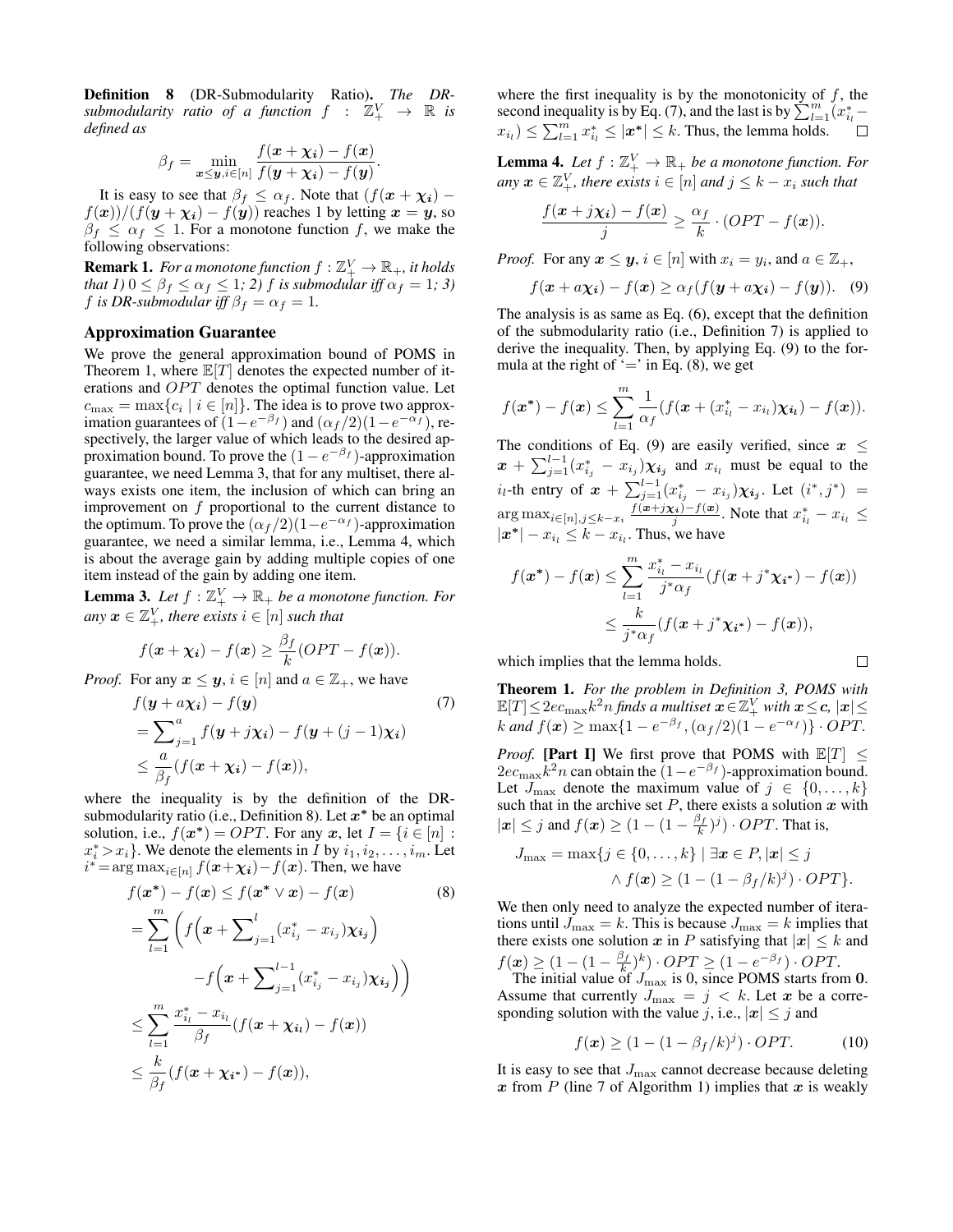**Definition 8** (DR-Submodularity Ratio). *The DR-submodularity ratio of a function $f : \mathbb{Z}_+^V \to \mathbb{R}$ is defined as*

$$\beta_f = \min_{\boldsymbol{x} \leq \boldsymbol{y}, i \in [n]} \frac{f(\boldsymbol{x} + \boldsymbol{\chi_i}) - f(\boldsymbol{x})}{f(\boldsymbol{y} + \boldsymbol{\chi_i}) - f(\boldsymbol{y})}.$$

It is easy to see that $\beta_f \leq \alpha_f$. Note that $(f(\boldsymbol{x} + \boldsymbol{\chi_i}) - f(\boldsymbol{x}))/(f(\boldsymbol{y} + \boldsymbol{\chi_i}) - f(\boldsymbol{y}))$ reaches 1 by letting $\boldsymbol{x} = \boldsymbol{y}$, so $\beta_f \leq \alpha_f \leq 1$. For a monotone function $f$, we make the following observations:

**Remark 1.** *For a monotone function $f : \mathbb{Z}_+^V \to \mathbb{R}_+$, it holds that 1) $0 \leq \beta_f \leq \alpha_f \leq 1$; 2) $f$ is submodular iff $\alpha_f = 1$; 3) $f$ is DR-submodular iff $\beta_f = \alpha_f = 1$.*

## Approximation Guarantee

We prove the general approximation bound of POMS in Theorem 1, where $\mathbb{E}[T]$ denotes the expected number of iterations and $OPT$ denotes the optimal function value. Let $c_{\max} = \max\{c_i \mid i \in [n]\}$. The idea is to prove two approximation guarantees of $(1 - e^{-\beta_f})$ and $(\alpha_f/2)(1 - e^{-\alpha_f})$, respectively, the larger value of which leads to the desired approximation bound. To prove the $(1 - e^{-\beta_f})$-approximation guarantee, we need Lemma 3, that for any multiset, there always exists one item, the inclusion of which can bring an improvement on $f$ proportional to the current distance to the optimum. To prove the $(\alpha_f/2)(1 - e^{-\alpha_f})$-approximation guarantee, we need a similar lemma, i.e., Lemma 4, which is about the average gain by adding multiple copies of one item instead of the gain by adding one item.

**Lemma 3.** *Let $f : \mathbb{Z}_+^V \to \mathbb{R}_+$ be a monotone function. For any $\boldsymbol{x} \in \mathbb{Z}_+^V$, there exists $i \in [n]$ such that*

$$f(\boldsymbol{x} + \boldsymbol{\chi_i}) - f(\boldsymbol{x}) \geq \frac{\beta_f}{k}(OPT - f(\boldsymbol{x})).$$

*Proof.* For any $\boldsymbol{x} \leq \boldsymbol{y}$, $i \in [n]$ and $a \in \mathbb{Z}_+$, we have

$$\begin{aligned} & f(\boldsymbol{y} + a\boldsymbol{\chi_i}) - f(\boldsymbol{y}) \quad (7) \\ & = \sum\nolimits_{j=1}^{a} f(\boldsymbol{y} + j\boldsymbol{\chi_i}) - f(\boldsymbol{y} + (j-1)\boldsymbol{\chi_i}) \\ & \leq \frac{a}{\beta_f}(f(\boldsymbol{x} + \boldsymbol{\chi_i}) - f(\boldsymbol{x})), \end{aligned}$$

where the inequality is by the definition of the DR-submodularity ratio (i.e., Definition 8). Let $\boldsymbol{x}^*$ be an optimal solution, i.e., $f(\boldsymbol{x}^*) = OPT$. For any $\boldsymbol{x}$, let $I = \{i \in [n] : x_i^* > x_i\}$. We denote the elements in $I$ by $i_1, i_2, \ldots, i_m$. Let $i^* = \arg\max_{i \in [n]} f(\boldsymbol{x} + \boldsymbol{\chi_i}) - f(\boldsymbol{x})$. Then, we have

$$\begin{aligned} & f(\boldsymbol{x}^*) - f(\boldsymbol{x}) \leq f(\boldsymbol{x}^* \vee \boldsymbol{x}) - f(\boldsymbol{x}) \quad (8) \\ & = \sum_{l=1}^{m} \bigg( f\Big(\boldsymbol{x} + \sum\nolimits_{j=1}^{l} (x_{i_j}^* - x_{i_j})\boldsymbol{\chi_{i_j}}\Big) \\ & \qquad - f\Big(\boldsymbol{x} + \sum\nolimits_{j=1}^{l-1} (x_{i_j}^* - x_{i_j})\boldsymbol{\chi_{i_j}}\Big)\bigg) \\ & \leq \sum_{l=1}^{m} \frac{x_{i_l}^* - x_{i_l}}{\beta_f}(f(\boldsymbol{x} + \boldsymbol{\chi_{i_l}}) - f(\boldsymbol{x})) \\ & \leq \frac{k}{\beta_f}(f(\boldsymbol{x} + \boldsymbol{\chi_{i^*}}) - f(\boldsymbol{x})), \end{aligned}$$

where the first inequality is by the monotonicity of $f$, the second inequality is by Eq. (7), and the last is by $\sum_{l=1}^{m}(x_{i_l}^* - x_{i_l}) \leq \sum_{l=1}^{m} x_{i_l}^* \leq |\boldsymbol{x}^*| \leq k$. Thus, the lemma holds. $\square$

**Lemma 4.** *Let $f : \mathbb{Z}_+^V \to \mathbb{R}_+$ be a monotone function. For any $\boldsymbol{x} \in \mathbb{Z}_+^V$, there exists $i \in [n]$ and $j \leq k - x_i$ such that*

$$\frac{f(\boldsymbol{x} + j\boldsymbol{\chi_i}) - f(\boldsymbol{x})}{j} \geq \frac{\alpha_f}{k} \cdot (OPT - f(\boldsymbol{x})).$$

*Proof.* For any $\boldsymbol{x} \leq \boldsymbol{y}$, $i \in [n]$ with $x_i = y_i$, and $a \in \mathbb{Z}_+$,

$$f(\boldsymbol{x} + a\boldsymbol{\chi_i}) - f(\boldsymbol{x}) \geq \alpha_f (f(\boldsymbol{y} + a\boldsymbol{\chi_i}) - f(\boldsymbol{y})). \quad (9)$$

The analysis is as same as Eq. (6), except that the definition of the submodularity ratio (i.e., Definition 7) is applied to derive the inequality. Then, by applying Eq. (9) to the formula at the right of '=' in Eq. (8), we get

$$f(\boldsymbol{x^*}) - f(\boldsymbol{x}) \leq \sum_{l=1}^{m} \frac{1}{\alpha_f}(f(\boldsymbol{x} + (x_{i_l}^* - x_{i_l})\boldsymbol{\chi_{i_l}}) - f(\boldsymbol{x})).$$

The conditions of Eq. (9) are easily verified, since $\boldsymbol{x} \leq \boldsymbol{x} + \sum_{j=1}^{l-1}(x_{i_j}^* - x_{i_j})\boldsymbol{\chi_{i_j}}$ and $x_{i_l}$ must be equal to the $i_l$-th entry of $\boldsymbol{x} + \sum_{j=1}^{l-1}(x_{i_j}^* - x_{i_j})\boldsymbol{\chi_{i_j}}$. Let $(i^*, j^*) = \arg\max_{i \in [n], j \leq k - x_i} \frac{f(\boldsymbol{x} + j\boldsymbol{\chi_i}) - f(\boldsymbol{x})}{j}$. Note that $x_{i_l}^* - x_{i_l} \leq |\boldsymbol{x^*}| - x_{i_l} \leq k - x_{i_l}$. Thus, we have

$$\begin{aligned} f(\boldsymbol{x^*}) - f(\boldsymbol{x}) & \leq \sum_{l=1}^{m} \frac{x_{i_l}^* - x_{i_l}}{j^* \alpha_f}(f(\boldsymbol{x} + j^*\boldsymbol{\chi_{i^*}}) - f(\boldsymbol{x})) \\ & \leq \frac{k}{j^* \alpha_f}(f(\boldsymbol{x} + j^*\boldsymbol{\chi_{i^*}}) - f(\boldsymbol{x})), \end{aligned}$$

which implies that the lemma holds. $\square$

**Theorem 1.** *For the problem in Definition 3, POMS with $\mathbb{E}[T] \leq 2ec_{\max}k^2 n$ finds a multiset $\boldsymbol{x} \in \mathbb{Z}_+^V$ with $\boldsymbol{x} \leq \boldsymbol{c}$, $|\boldsymbol{x}| \leq k$ and $f(\boldsymbol{x}) \geq \max\{1 - e^{-\beta_f}, (\alpha_f/2)(1 - e^{-\alpha_f})\} \cdot OPT$.*

*Proof.* **[Part I]** We first prove that POMS with $\mathbb{E}[T] \leq 2ec_{\max}k^2 n$ can obtain the $(1 - e^{-\beta_f})$-approximation bound. Let $J_{\max}$ denote the maximum value of $j \in \{0, \ldots, k\}$ such that in the archive set $P$, there exists a solution $\boldsymbol{x}$ with $|\boldsymbol{x}| \leq j$ and $f(\boldsymbol{x}) \geq (1 - (1 - \frac{\beta_f}{k})^j) \cdot OPT$. That is,

$$\begin{aligned} J_{\max} = \max\{j \in \{0, \ldots, k\} \mid \exists \boldsymbol{x} \in P, |\boldsymbol{x}| \leq j \\ \wedge f(\boldsymbol{x}) \geq (1 - (1 - \beta_f/k)^j) \cdot OPT\}. \end{aligned}$$

We then only need to analyze the expected number of iterations until $J_{\max} = k$. This is because $J_{\max} = k$ implies that there exists one solution $\boldsymbol{x}$ in $P$ satisfying that $|\boldsymbol{x}| \leq k$ and $f(\boldsymbol{x}) \geq (1 - (1 - \frac{\beta_f}{k})^k) \cdot OPT \geq (1 - e^{-\beta_f}) \cdot OPT$.

The initial value of $J_{\max}$ is 0, since POMS starts from $\boldsymbol{0}$. Assume that currently $J_{\max} = j < k$. Let $\boldsymbol{x}$ be a corresponding solution with the value $j$, i.e., $|\boldsymbol{x}| \leq j$ and

$$f(\boldsymbol{x}) \geq (1 - (1 - \beta_f/k)^j) \cdot OPT. \quad (10)$$

It is easy to see that $J_{\max}$ cannot decrease because deleting $\boldsymbol{x}$ from $P$ (line 7 of Algorithm 1) implies that $\boldsymbol{x}$ is weakly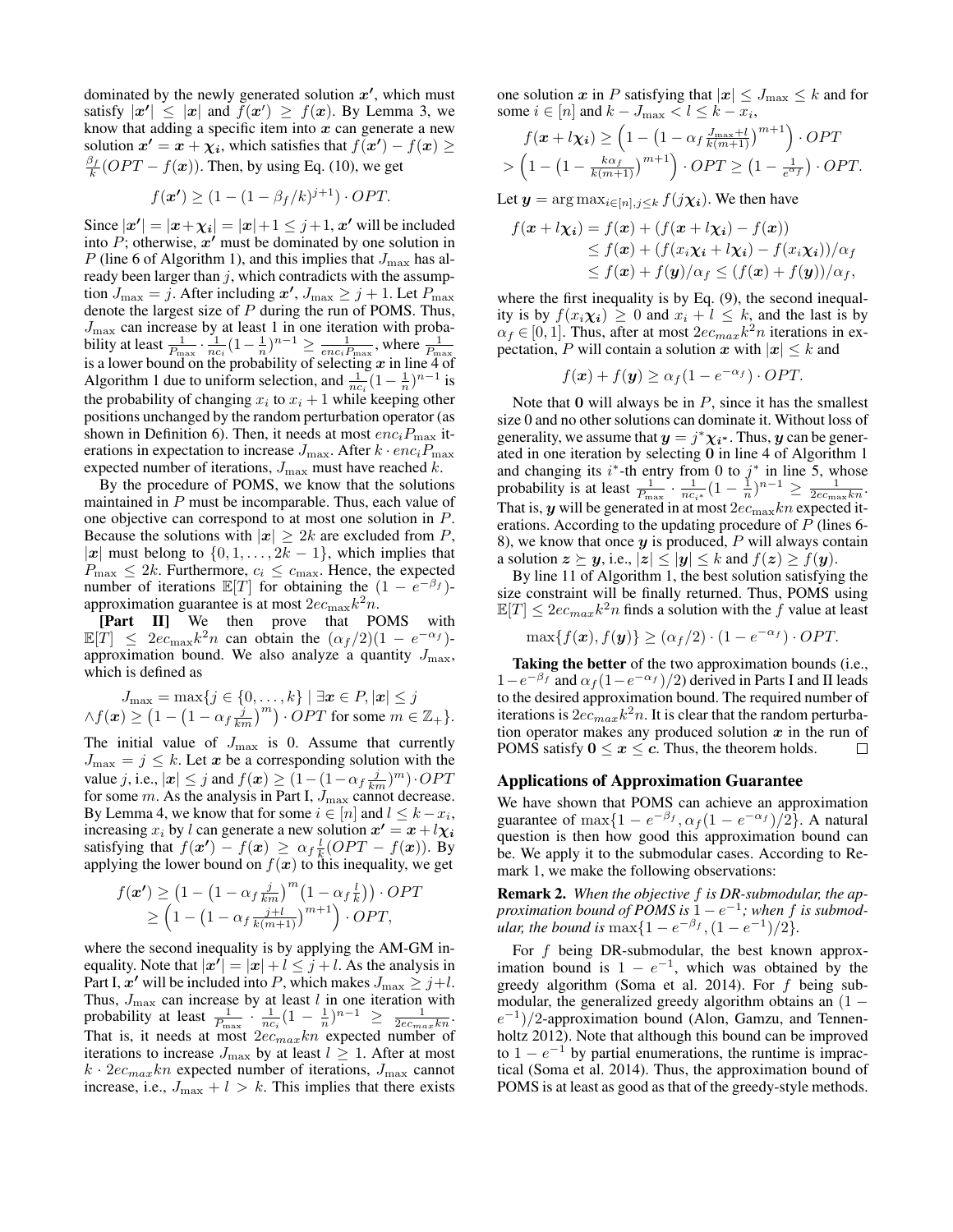dominated by the newly generated solution $\boldsymbol{x}'$, which must satisfy $|\boldsymbol{x}'| \leq |\boldsymbol{x}|$ and $f(\boldsymbol{x}') \geq f(\boldsymbol{x})$. By Lemma 3, we know that adding a specific item into $\boldsymbol{x}$ can generate a new solution $\boldsymbol{x}' = \boldsymbol{x} + \boldsymbol{\chi}_i$, which satisfies that $f(\boldsymbol{x}') - f(\boldsymbol{x}) \geq \frac{\beta_f}{k}(OPT - f(\boldsymbol{x}))$. Then, by using Eq. (10), we get

$$f(\boldsymbol{x}') \geq (1 - (1 - \beta_f/k)^{j+1}) \cdot OPT.$$

Since $|\boldsymbol{x}'| = |\boldsymbol{x} + \boldsymbol{\chi}_i| = |\boldsymbol{x}| + 1 \leq j+1$, $\boldsymbol{x}'$ will be included into $P$; otherwise, $\boldsymbol{x}'$ must be dominated by one solution in $P$ (line 6 of Algorithm 1), and this implies that $J_{\max}$ has already been larger than $j$, which contradicts with the assumption $J_{\max} = j$. After including $\boldsymbol{x}'$, $J_{\max} \geq j+1$. Let $P_{\max}$ denote the largest size of $P$ during the run of POMS. Thus, $J_{\max}$ can increase by at least 1 in one iteration with probability at least $\frac{1}{P_{\max}} \cdot \frac{1}{nc_i}(1-\frac{1}{n})^{n-1} \geq \frac{1}{enc_iP_{\max}}$, where $\frac{1}{P_{\max}}$ is a lower bound on the probability of selecting $\boldsymbol{x}$ in line 4 of Algorithm 1 due to uniform selection, and $\frac{1}{nc_i}(1-\frac{1}{n})^{n-1}$ is the probability of changing $x_i$ to $x_i + 1$ while keeping other positions unchanged by the random perturbation operator (as shown in Definition 6). Then, it needs at most $enc_iP_{\max}$ iterations in expectation to increase $J_{\max}$. After $k \cdot enc_iP_{\max}$ expected number of iterations, $J_{\max}$ must have reached $k$.

By the procedure of POMS, we know that the solutions maintained in $P$ must be incomparable. Thus, each value of one objective can correspond to at most one solution in $P$. Because the solutions with $|\boldsymbol{x}| \geq 2k$ are excluded from $P$, $|\boldsymbol{x}|$ must belong to $\{0, 1, \ldots, 2k-1\}$, which implies that $P_{\max} \leq 2k$. Furthermore, $c_i \leq c_{\max}$. Hence, the expected number of iterations $\mathbb{E}[T]$ for obtaining the $(1 - e^{-\beta_f})$-approximation guarantee is at most $2ec_{\max}k^2n$.

**[Part II]** We then prove that POMS with $\mathbb{E}[T] \leq 2ec_{\max}k^2n$ can obtain the $(\alpha_f/2)(1 - e^{-\alpha_f})$-approximation bound. We also analyze a quantity $J_{\max}$, which is defined as

$$J_{\max} = \max\{j \in \{0, \ldots, k\} \mid \exists \boldsymbol{x} \in P, |\boldsymbol{x}| \leq j$$
$$\wedge f(\boldsymbol{x}) \geq \left(1 - \left(1 - \alpha_f \tfrac{j}{km}\right)^m\right) \cdot OPT \text{ for some } m \in \mathbb{Z}_+\}.$$

The initial value of $J_{\max}$ is 0. Assume that currently $J_{\max} = j \leq k$. Let $\boldsymbol{x}$ be a corresponding solution with the value $j$, i.e., $|\boldsymbol{x}| \leq j$ and $f(\boldsymbol{x}) \geq (1-(1-\alpha_f\frac{j}{km})^m) \cdot OPT$ for some $m$. As the analysis in Part I, $J_{\max}$ cannot decrease. By Lemma 4, we know that for some $i \in [n]$ and $l \leq k - x_i$, increasing $x_i$ by $l$ can generate a new solution $\boldsymbol{x}' = \boldsymbol{x} + l\boldsymbol{\chi}_i$ satisfying that $f(\boldsymbol{x}') - f(\boldsymbol{x}) \geq \alpha_f \frac{l}{k}(OPT - f(\boldsymbol{x}))$. By applying the lower bound on $f(\boldsymbol{x})$ to this inequality, we get

$$\begin{aligned}
f(\boldsymbol{x}') &\geq \left(1 - \left(1 - \alpha_f \tfrac{j}{km}\right)^m \left(1 - \alpha_f \tfrac{l}{k}\right)\right) \cdot OPT \\
&\geq \left(1 - \left(1 - \alpha_f \tfrac{j+l}{k(m+1)}\right)^{m+1}\right) \cdot OPT,
\end{aligned}$$

where the second inequality is by applying the AM-GM inequality. Note that $|\boldsymbol{x}'| = |\boldsymbol{x}| + l \leq j + l$. As the analysis in Part I, $\boldsymbol{x}'$ will be included into $P$, which makes $J_{\max} \geq j+l$. Thus, $J_{\max}$ can increase by at least $l$ in one iteration with probability at least $\frac{1}{P_{\max}} \cdot \frac{1}{nc_i}(1 - \frac{1}{n})^{n-1} \geq \frac{1}{2ec_{max}kn}$. That is, it needs at most $2ec_{max}kn$ expected number of iterations to increase $J_{\max}$ by at least $l \geq 1$. After at most $k \cdot 2ec_{max}kn$ expected number of iterations, $J_{\max}$ cannot increase, i.e., $J_{\max} + l > k$. This implies that there exists one solution $\boldsymbol{x}$ in $P$ satisfying that $|\boldsymbol{x}| \leq J_{\max} \leq k$ and for some $i \in [n]$ and $k - J_{\max} < l \leq k - x_i$,

$$\begin{aligned}
&f(\boldsymbol{x} + l\boldsymbol{\chi}_i) \geq \left(1 - \left(1 - \alpha_f \tfrac{J_{\max}+l}{k(m+1)}\right)^{m+1}\right) \cdot OPT \\
&> \left(1 - \left(1 - \tfrac{k\alpha_f}{k(m+1)}\right)^{m+1}\right) \cdot OPT \geq \left(1 - \tfrac{1}{e^{\alpha_f}}\right) \cdot OPT.
\end{aligned}$$

Let $\boldsymbol{y} = \arg\max_{i \in [n], j \leq k} f(j\boldsymbol{\chi}_i)$. We then have

$$\begin{aligned}
f(\boldsymbol{x} + l\boldsymbol{\chi}_i) &= f(\boldsymbol{x}) + (f(\boldsymbol{x} + l\boldsymbol{\chi}_i) - f(\boldsymbol{x})) \\
&\leq f(\boldsymbol{x}) + (f(x_i\boldsymbol{\chi}_i + l\boldsymbol{\chi}_i) - f(x_i\boldsymbol{\chi}_i))/\alpha_f \\
&\leq f(\boldsymbol{x}) + f(\boldsymbol{y})/\alpha_f \leq (f(\boldsymbol{x}) + f(\boldsymbol{y}))/\alpha_f,
\end{aligned}$$

where the first inequality is by Eq. (9), the second inequality is by $f(x_i\boldsymbol{\chi}_i) \geq 0$ and $x_i + l \leq k$, and the last is by $\alpha_f \in [0, 1]$. Thus, after at most $2ec_{max}k^2n$ iterations in expectation, $P$ will contain a solution $\boldsymbol{x}$ with $|\boldsymbol{x}| \leq k$ and

$$f(\boldsymbol{x}) + f(\boldsymbol{y}) \geq \alpha_f(1 - e^{-\alpha_f}) \cdot OPT.$$

Note that $\mathbf{0}$ will always be in $P$, since it has the smallest size 0 and no other solutions can dominate it. Without loss of generality, we assume that $\boldsymbol{y} = j^*\boldsymbol{\chi}_{i^*}$. Thus, $\boldsymbol{y}$ can be generated in one iteration by selecting $\mathbf{0}$ in line 4 of Algorithm 1 and changing its $i^*$-th entry from 0 to $j^*$ in line 5, whose probability is at least $\frac{1}{P_{\max}} \cdot \frac{1}{nc_{i^*}}(1 - \frac{1}{n})^{n-1} \geq \frac{1}{2ec_{\max}kn}$. That is, $\boldsymbol{y}$ will be generated in at most $2ec_{\max}kn$ expected iterations. According to the updating procedure of $P$ (lines 6-8), we know that once $\boldsymbol{y}$ is produced, $P$ will always contain a solution $\boldsymbol{z} \succeq \boldsymbol{y}$, i.e., $|\boldsymbol{z}| \leq |\boldsymbol{y}| \leq k$ and $f(\boldsymbol{z}) \geq f(\boldsymbol{y})$.

By line 11 of Algorithm 1, the best solution satisfying the size constraint will be finally returned. Thus, POMS using $\mathbb{E}[T] \leq 2ec_{max}k^2n$ finds a solution with the $f$ value at least

$$\max\{f(\boldsymbol{x}), f(\boldsymbol{y})\} \geq (\alpha_f/2) \cdot (1 - e^{-\alpha_f}) \cdot OPT.$$

**Taking the better** of the two approximation bounds (i.e., $1 - e^{-\beta_f}$ and $\alpha_f(1 - e^{-\alpha_f})/2$) derived in Parts I and II leads to the desired approximation bound. The required number of iterations is $2ec_{max}k^2n$. It is clear that the random perturbation operator makes any produced solution $\boldsymbol{x}$ in the run of POMS satisfy $\mathbf{0} \leq \boldsymbol{x} \leq \boldsymbol{c}$. Thus, the theorem holds. □

## Applications of Approximation Guarantee

We have shown that POMS can achieve an approximation guarantee of $\max\{1 - e^{-\beta_f}, \alpha_f(1 - e^{-\alpha_f})/2\}$. A natural question is then how good this approximation bound can be. We apply it to the submodular cases. According to Remark 1, we make the following observations:

**Remark 2.** *When the objective $f$ is DR-submodular, the approximation bound of POMS is $1 - e^{-1}$; when $f$ is submodular, the bound is $\max\{1 - e^{-\beta_f}, (1 - e^{-1})/2\}$.*

For $f$ being DR-submodular, the best known approximation bound is $1 - e^{-1}$, which was obtained by the greedy algorithm (Soma et al. 2014). For $f$ being submodular, the generalized greedy algorithm obtains an $(1 - e^{-1})/2$-approximation bound (Alon, Gamzu, and Tennenholtz 2012). Note that although this bound can be improved to $1 - e^{-1}$ by partial enumerations, the runtime is impractical (Soma et al. 2014). Thus, the approximation bound of POMS is at least as good as that of the greedy-style methods.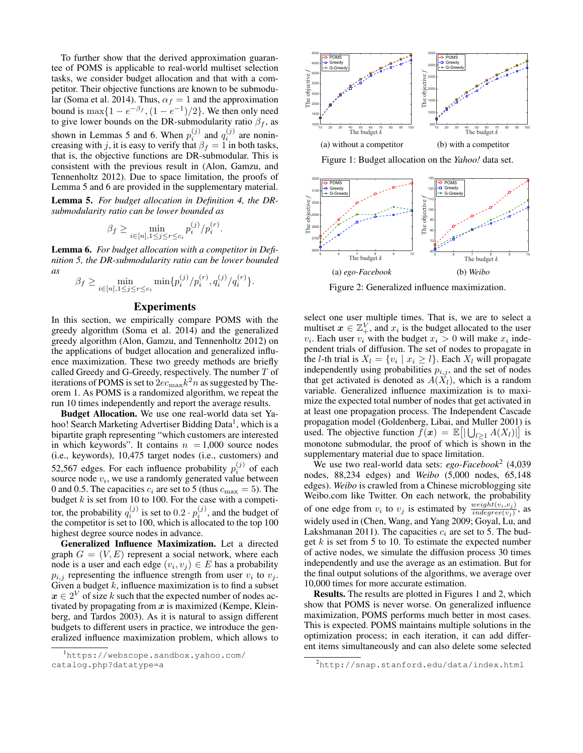To further show that the derived approximation guarantee of POMS is applicable to real-world multiset selection tasks, we consider budget allocation and that with a competitor. Their objective functions are known to be submodular (Soma et al. 2014). Thus, $\alpha_f = 1$ and the approximation bound is $\max\{1 - e^{-\beta_f}, (1 - e^{-1})/2\}$. We then only need to give lower bounds on the DR-submodularity ratio $\beta_f$, as shown in Lemmas 5 and 6. When $p_i^{(j)}$ and $q_i^{(j)}$ are nonincreasing with $j$, it is easy to verify that $\beta_f = 1$ in both tasks, that is, the objective functions are DR-submodular. This is consistent with the previous result in (Alon, Gamzu, and Tennenholtz 2012). Due to space limitation, the proofs of Lemma 5 and 6 are provided in the supplementary material.

**Lemma 5.** *For budget allocation in Definition 4, the DR-submodularity ratio can be lower bounded as*

$$\beta_f \geq \min_{i \in [n], 1 \leq j \leq r \leq c_i} p_i^{(j)}/p_i^{(r)}.$$

**Lemma 6.** *For budget allocation with a competitor in Definition 5, the DR-submodularity ratio can be lower bounded as*

$$\beta_f \geq \min_{i \in [n], 1 \leq j \leq r \leq c_i} \min\{p_i^{(j)}/p_i^{(r)}, q_i^{(j)}/q_i^{(r)}\}.$$

## Experiments

In this section, we empirically compare POMS with the greedy algorithm (Soma et al. 2014) and the generalized greedy algorithm (Alon, Gamzu, and Tennenholtz 2012) on the applications of budget allocation and generalized influence maximization. These two greedy methods are briefly called Greedy and G-Greedy, respectively. The number $T$ of iterations of POMS is set to $2ec_{\max}k^2n$ as suggested by Theorem 1. As POMS is a randomized algorithm, we repeat the run 10 times independently and report the average results.

**Budget Allocation.** We use one real-world data set Yahoo! Search Marketing Advertiser Bidding Data[1], which is a bipartite graph representing "which customers are interested in which keywords". It contains $n$ =1,000 source nodes (i.e., keywords), 10,475 target nodes (i.e., customers) and 52,567 edges. For each influence probability $p_i^{(j)}$ of each source node $v_i$, we use a randomly generated value between 0 and 0.5. The capacities $c_i$ are set to 5 (thus $c_{\max} = 5$). The budget $k$ is set from 10 to 100. For the case with a competitor, the probability $q_i^{(j)}$ is set to $0.2 \cdot p_i^{(j)}$, and the budget of the competitor is set to 100, which is allocated to the top 100 highest degree source nodes in advance.

**Generalized Influence Maximization.** Let a directed graph $G = (V, E)$ represent a social network, where each node is a user and each edge $(v_i, v_j) \in E$ has a probability $p_{i,j}$ representing the influence strength from user $v_i$ to $v_j$. Given a budget $k$, influence maximization is to find a subset $\boldsymbol{x} \in 2^V$ of size $k$ such that the expected number of nodes activated by propagating from $\boldsymbol{x}$ is maximized (Kempe, Kleinberg, and Tardos 2003). As it is natural to assign different budgets to different users in practice, we introduce the generalized influence maximization problem, which allows to select one user multiple times. That is, we are to select a multiset $\boldsymbol{x} \in \mathbb{Z}_+^V$, and $x_i$ is the budget allocated to the user $v_i$. Each user $v_i$ with the budget $x_i > 0$ will make $x_i$ independent trials of diffusion. The set of nodes to propagate in the $l$-th trial is $X_l = \{v_i \mid x_i \geq l\}$. Each $X_l$ will propagate independently using probabilities $p_{i,j}$, and the set of nodes that get activated is denoted as $A(X_l)$, which is a random variable. Generalized influence maximization is to maximize the expected total number of nodes that get activated in at least one propagation process. The Independent Cascade propagation model (Goldenberg, Libai, and Muller 2001) is used. The objective function $f(\boldsymbol{x}) = \mathbb{E}\big[|\bigcup_{l \geq 1} A(X_l)|\big]$ is monotone submodular, the proof of which is shown in the supplementary material due to space limitation.

Figure 1: Budget allocation on the *Yahoo!* data set. (a) without a competitor (b) with a competitor

Figure 2: Generalized influence maximization. (a) *ego-Facebook* (b) *Weibo*

We use two real-world data sets: *ego-Facebook*[2] (4,039 nodes, 88,234 edges) and *Weibo* (5,000 nodes, 65,148 edges). *Weibo* is crawled from a Chinese microblogging site Weibo.com like Twitter. On each network, the probability of one edge from $v_i$ to $v_j$ is estimated by $\frac{weight(v_i,v_j)}{indegree(v_j)}$, as widely used in (Chen, Wang, and Yang 2009; Goyal, Lu, and Lakshmanan 2011). The capacities $c_i$ are set to 5. The budget $k$ is set from 5 to 10. To estimate the expected number of active nodes, we simulate the diffusion process 30 times independently and use the average as an estimation. But for the final output solutions of the algorithms, we average over 10,000 times for more accurate estimation.

**Results.** The results are plotted in Figures 1 and 2, which show that POMS is never worse. On generalized influence maximization, POMS performs much better in most cases. This is expected. POMS maintains multiple solutions in the optimization process; in each iteration, it can add different items simultaneously and can also delete some selected

[1] https://webscope.sandbox.yahoo.com/catalog.php?datatype=a

[2] http://snap.stanford.edu/data/index.html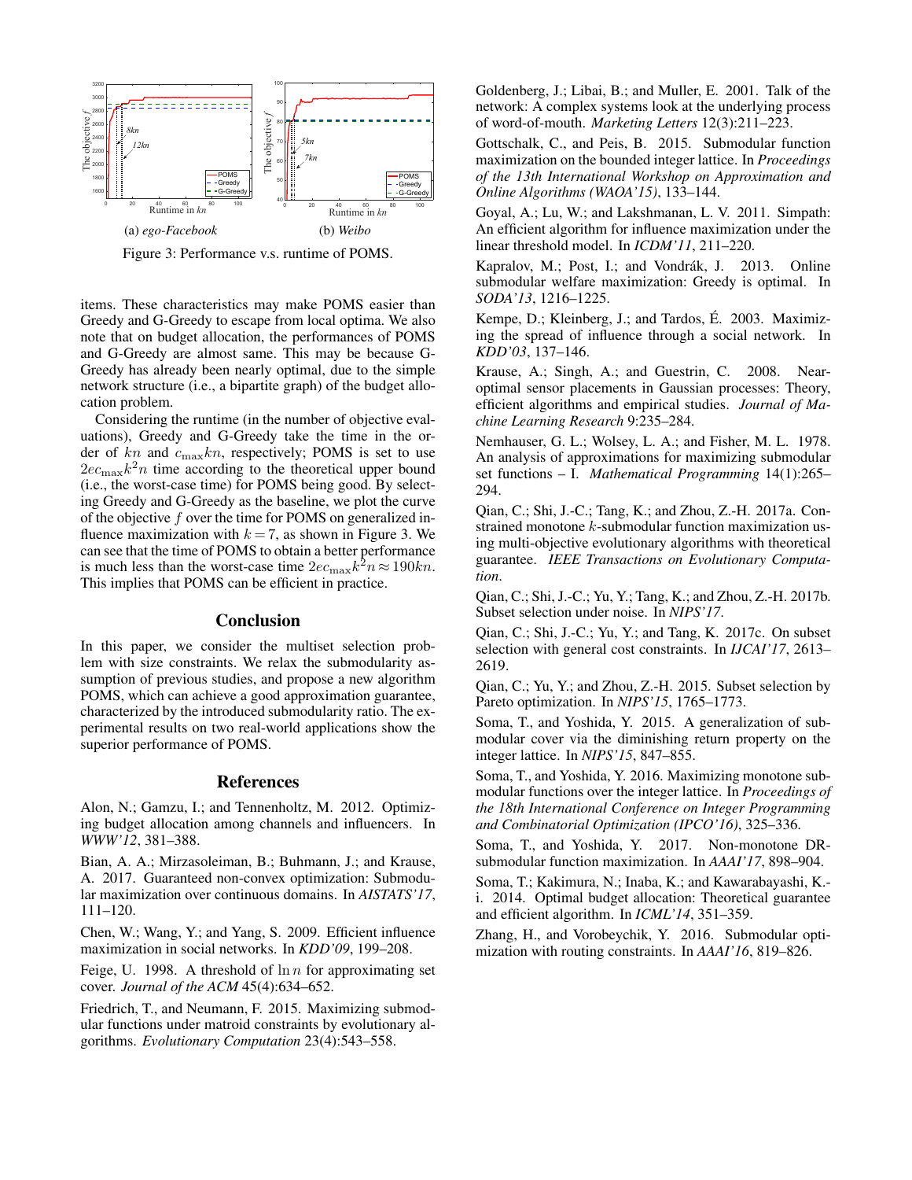3200
3000
2800
2600
2400
2200
2000
1800
1600

The objective $f$

8kn

12kn

POMS
Greedy
G-Greedy

0 20 40 60 80 100
Runtime in $kn$

(a) *ego-Facebook*

100
90
80
70
60
50
40

The objective $f$

5kn

7kn

POMS
Greedy
G-Greedy

0 20 40 60 80 100
Runtime in $kn$

(b) *Weibo*

Figure 3: Performance v.s. runtime of POMS.

items. These characteristics may make POMS easier than Greedy and G-Greedy to escape from local optima. We also note that on budget allocation, the performances of POMS and G-Greedy are almost same. This may be because G-Greedy has already been nearly optimal, due to the simple network structure (i.e., a bipartite graph) of the budget allocation problem.

Considering the runtime (in the number of objective evaluations), Greedy and G-Greedy take the time in the order of $kn$ and $c_{\max}kn$, respectively; POMS is set to use $2ec_{\max}k^2n$ time according to the theoretical upper bound (i.e., the worst-case time) for POMS being good. By selecting Greedy and G-Greedy as the baseline, we plot the curve of the objective $f$ over the time for POMS on generalized influence maximization with $k = 7$, as shown in Figure 3. We can see that the time of POMS to obtain a better performance is much less than the worst-case time $2ec_{\max}k^2n \approx 190kn$. This implies that POMS can be efficient in practice.

## Conclusion

In this paper, we consider the multiset selection problem with size constraints. We relax the submodularity assumption of previous studies, and propose a new algorithm POMS, which can achieve a good approximation guarantee, characterized by the introduced submodularity ratio. The experimental results on two real-world applications show the superior performance of POMS.

## References

Alon, N.; Gamzu, I.; and Tennenholtz, M. 2012. Optimizing budget allocation among channels and influencers. In *WWW'12*, 381–388.

Bian, A. A.; Mirzasoleiman, B.; Buhmann, J.; and Krause, A. 2017. Guaranteed non-convex optimization: Submodular maximization over continuous domains. In *AISTATS'17*, 111–120.

Chen, W.; Wang, Y.; and Yang, S. 2009. Efficient influence maximization in social networks. In *KDD'09*, 199–208.

Feige, U. 1998. A threshold of $\ln n$ for approximating set cover. *Journal of the ACM* 45(4):634–652.

Friedrich, T., and Neumann, F. 2015. Maximizing submodular functions under matroid constraints by evolutionary algorithms. *Evolutionary Computation* 23(4):543–558.

Goldenberg, J.; Libai, B.; and Muller, E. 2001. Talk of the network: A complex systems look at the underlying process of word-of-mouth. *Marketing Letters* 12(3):211–223.

Gottschalk, C., and Peis, B. 2015. Submodular function maximization on the bounded integer lattice. In *Proceedings of the 13th International Workshop on Approximation and Online Algorithms (WAOA'15)*, 133–144.

Goyal, A.; Lu, W.; and Lakshmanan, L. V. 2011. Simpath: An efficient algorithm for influence maximization under the linear threshold model. In *ICDM'11*, 211–220.

Kapralov, M.; Post, I.; and Vondrák, J. 2013. Online submodular welfare maximization: Greedy is optimal. In *SODA'13*, 1216–1225.

Kempe, D.; Kleinberg, J.; and Tardos, É. 2003. Maximizing the spread of influence through a social network. In *KDD'03*, 137–146.

Krause, A.; Singh, A.; and Guestrin, C. 2008. Near-optimal sensor placements in Gaussian processes: Theory, efficient algorithms and empirical studies. *Journal of Machine Learning Research* 9:235–284.

Nemhauser, G. L.; Wolsey, L. A.; and Fisher, M. L. 1978. An analysis of approximations for maximizing submodular set functions – I. *Mathematical Programming* 14(1):265–294.

Qian, C.; Shi, J.-C.; Tang, K.; and Zhou, Z.-H. 2017a. Constrained monotone $k$-submodular function maximization using multi-objective evolutionary algorithms with theoretical guarantee. *IEEE Transactions on Evolutionary Computation*.

Qian, C.; Shi, J.-C.; Yu, Y.; Tang, K.; and Zhou, Z.-H. 2017b. Subset selection under noise. In *NIPS'17*.

Qian, C.; Shi, J.-C.; Yu, Y.; and Tang, K. 2017c. On subset selection with general cost constraints. In *IJCAI'17*, 2613–2619.

Qian, C.; Yu, Y.; and Zhou, Z.-H. 2015. Subset selection by Pareto optimization. In *NIPS'15*, 1765–1773.

Soma, T., and Yoshida, Y. 2015. A generalization of submodular cover via the diminishing return property on the integer lattice. In *NIPS'15*, 847–855.

Soma, T., and Yoshida, Y. 2016. Maximizing monotone submodular functions over the integer lattice. In *Proceedings of the 18th International Conference on Integer Programming and Combinatorial Optimization (IPCO'16)*, 325–336.

Soma, T., and Yoshida, Y. 2017. Non-monotone DR-submodular function maximization. In *AAAI'17*, 898–904.

Soma, T.; Kakimura, N.; Inaba, K.; and Kawarabayashi, K.-i. 2014. Optimal budget allocation: Theoretical guarantee and efficient algorithm. In *ICML'14*, 351–359.

Zhang, H., and Vorobeychik, Y. 2016. Submodular optimization with routing constraints. In *AAAI'16*, 819–826.